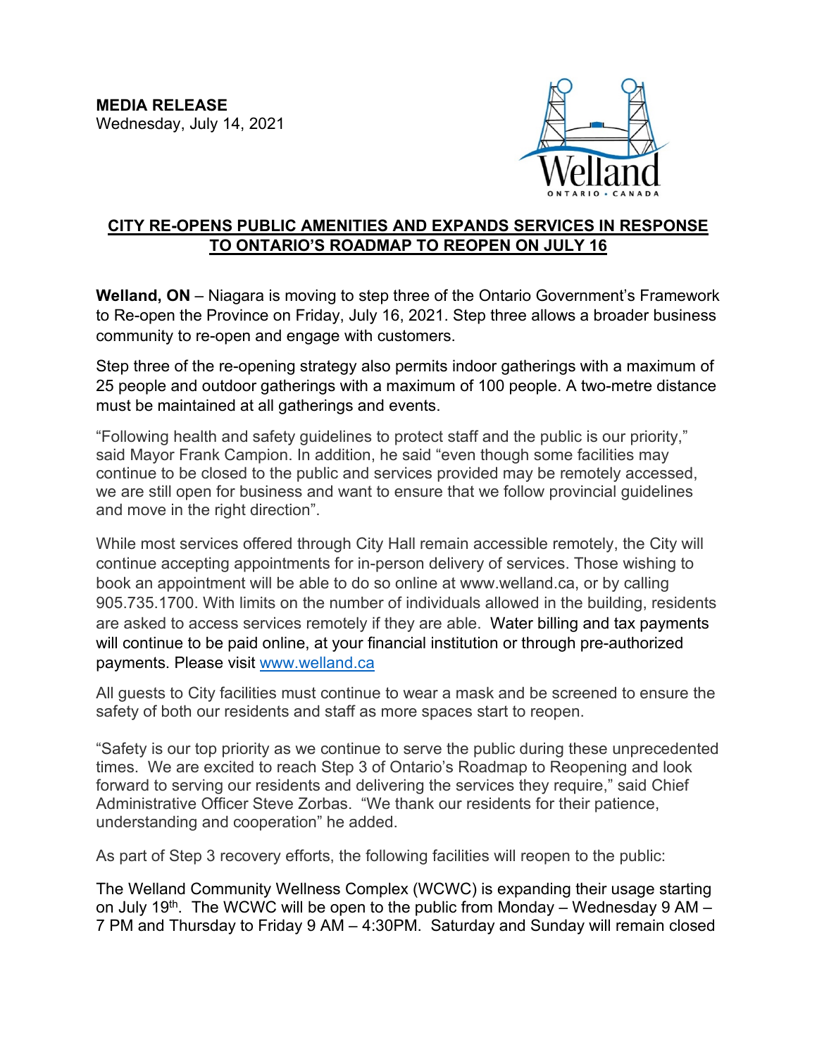**MEDIA RELEASE**
Wednesday, July 14, 2021

## CITY RE-OPENS PUBLIC AMENITIES AND EXPANDS SERVICES IN RESPONSE TO ONTARIO'S ROADMAP TO REOPEN ON JULY 16

**Welland, ON** – Niagara is moving to step three of the Ontario Government's Framework to Re-open the Province on Friday, July 16, 2021. Step three allows a broader business community to re-open and engage with customers.

Step three of the re-opening strategy also permits indoor gatherings with a maximum of 25 people and outdoor gatherings with a maximum of 100 people. A two-metre distance must be maintained at all gatherings and events.

"Following health and safety guidelines to protect staff and the public is our priority," said Mayor Frank Campion. In addition, he said "even though some facilities may continue to be closed to the public and services provided may be remotely accessed, we are still open for business and want to ensure that we follow provincial guidelines and move in the right direction".

While most services offered through City Hall remain accessible remotely, the City will continue accepting appointments for in-person delivery of services. Those wishing to book an appointment will be able to do so online at www.welland.ca, or by calling 905.735.1700. With limits on the number of individuals allowed in the building, residents are asked to access services remotely if they are able. Water billing and tax payments will continue to be paid online, at your financial institution or through pre-authorized payments. Please visit www.welland.ca

All guests to City facilities must continue to wear a mask and be screened to ensure the safety of both our residents and staff as more spaces start to reopen.

"Safety is our top priority as we continue to serve the public during these unprecedented times. We are excited to reach Step 3 of Ontario's Roadmap to Reopening and look forward to serving our residents and delivering the services they require," said Chief Administrative Officer Steve Zorbas. "We thank our residents for their patience, understanding and cooperation" he added.

As part of Step 3 recovery efforts, the following facilities will reopen to the public:

The Welland Community Wellness Complex (WCWC) is expanding their usage starting on July 19th. The WCWC will be open to the public from Monday – Wednesday 9 AM – 7 PM and Thursday to Friday 9 AM – 4:30PM. Saturday and Sunday will remain closed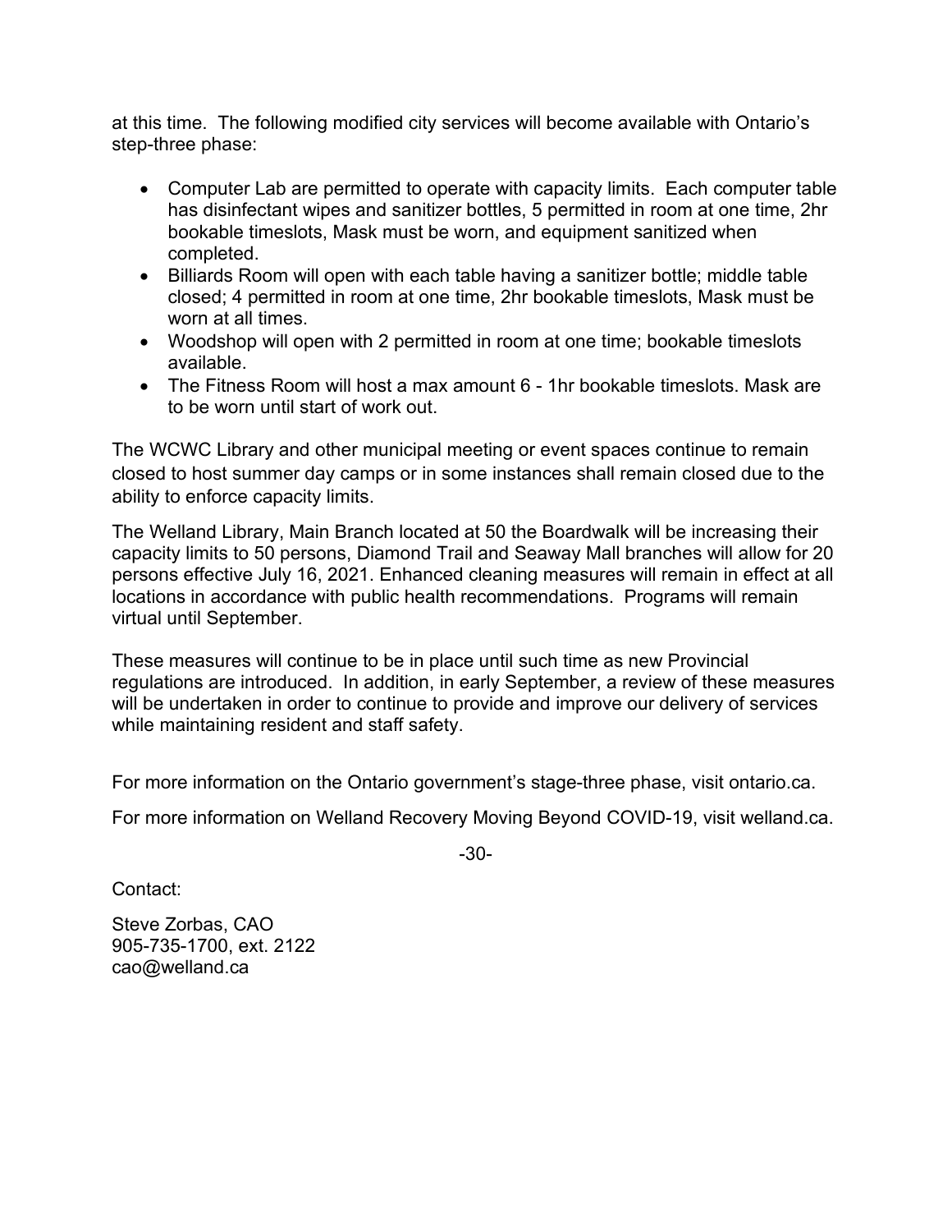at this time. The following modified city services will become available with Ontario's step-three phase:

- Computer Lab are permitted to operate with capacity limits. Each computer table has disinfectant wipes and sanitizer bottles, 5 permitted in room at one time, 2hr bookable timeslots, Mask must be worn, and equipment sanitized when completed.
- Billiards Room will open with each table having a sanitizer bottle; middle table closed; 4 permitted in room at one time, 2hr bookable timeslots, Mask must be worn at all times.
- Woodshop will open with 2 permitted in room at one time; bookable timeslots available.
- The Fitness Room will host a max amount 6 - 1hr bookable timeslots. Mask are to be worn until start of work out.

The WCWC Library and other municipal meeting or event spaces continue to remain closed to host summer day camps or in some instances shall remain closed due to the ability to enforce capacity limits.

The Welland Library, Main Branch located at 50 the Boardwalk will be increasing their capacity limits to 50 persons, Diamond Trail and Seaway Mall branches will allow for 20 persons effective July 16, 2021. Enhanced cleaning measures will remain in effect at all locations in accordance with public health recommendations. Programs will remain virtual until September.

These measures will continue to be in place until such time as new Provincial regulations are introduced. In addition, in early September, a review of these measures will be undertaken in order to continue to provide and improve our delivery of services while maintaining resident and staff safety.

For more information on the Ontario government's stage-three phase, visit ontario.ca.

For more information on Welland Recovery Moving Beyond COVID-19, visit welland.ca.

-30-

Contact:

Steve Zorbas, CAO
905-735-1700, ext. 2122
cao@welland.ca